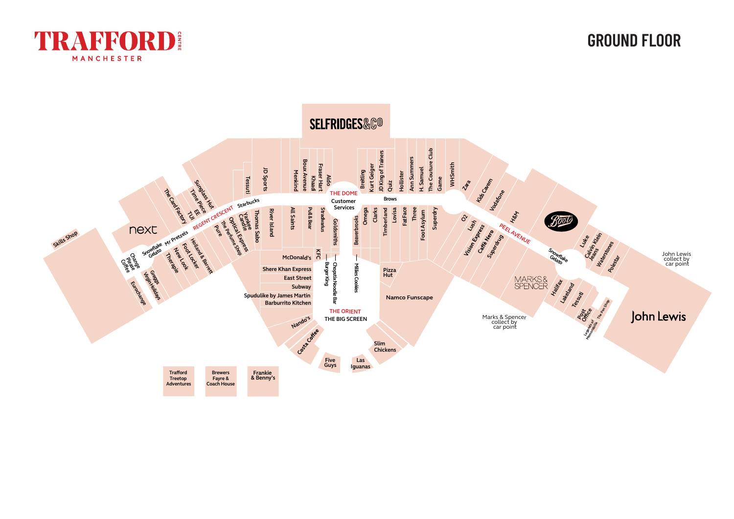# TRAFFORD CENTRE MANCHESTER

## GROUND FLOOR

SELFRIDGES&Co

THE DOME
Customer Services

REGENT CRESCENT

PEEL AVENUE

THE ORIENT
THE BIG SCREEN

Skills Shop
next
Change Please Coffee
Eurochange
Greggs
Virgin Holidays
Snowflake Gelato
Mr Pretzels
Therapie
New Look
Foot Locker
Holland & Barrett
Pure
The Perfume Shop
Optical Express
Yankee Candle
Thomas Sabo
River Island
The Card Factory
Sunglass Hut
Time Piece
EE
TUI
Starbucks
Tessuti
JD Sports
Menkind
Boux Avenue
Khaadi
Fraser Hart
Aldo
All Saints
Pull & Bear
Stradivarius
KFC
Goldsmiths
Burger King
Chopstix Noodle Bar
McDonald's
Shere Khan Express
East Street
Subway
Spudulike by James Martin
Barburrito Kitchen
Nando's
Costa Coffee
Five Guys
Las Iguanas
Slim Chickens
Millies Cookies
Beaverbrooks
Omega
Clarks
Timberland
Lovisa
FatFace
Three
Foot Asylum
Superdry
Pizza Hut
Namco Funscape
Breitling
Kurt Geiger
JD King of Trainers
Quiz
Brows
Hollister
Ann Summers
H. Samuel
The Couture Club
Game
WHSmith
Zara
Kids Cavern
Vodafone
H&M
Boots
O2
Lush
Vision Express
Caffè Nero
Superdrug
MARKS & SPENCER
Marks & Spencer collect by car point
Snowflake Gelato
Luke
Calvin Klein Jeans
Waterstones
Polestar
Halifax
Lakeland
Tessuti
Post Office
The Pen Shop
Legends of Memorabilia
John Lewis
John Lewis collect by car point

Trafford Treetop Adventures
Brewers Fayre & Coach House
Frankie & Benny's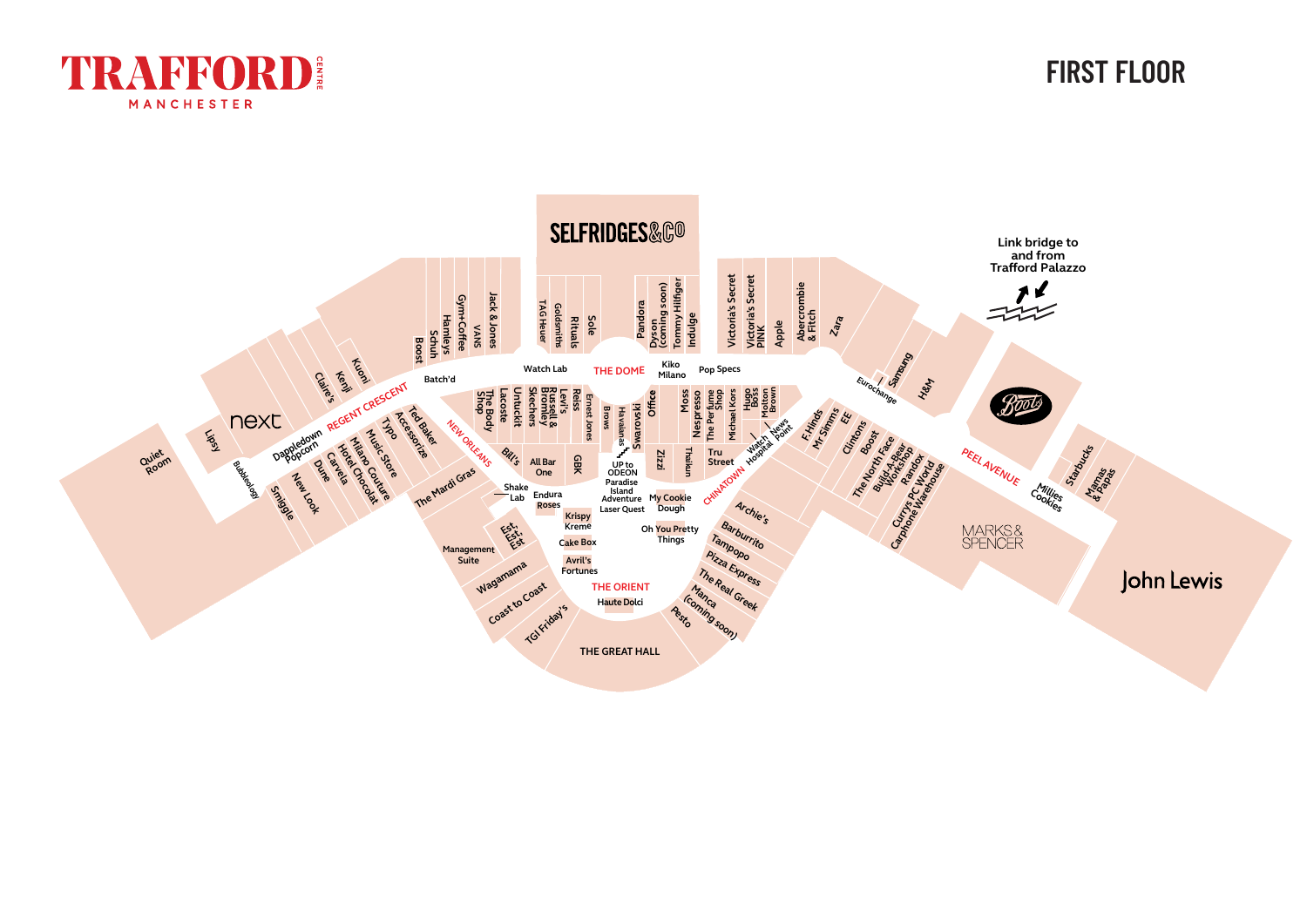# TRAFFORD CENTRE MANCHESTER

## FIRST FLOOR

SELFRIDGES&Co

Link bridge to and from Trafford Palazzo

THE DOME

REGENT CRESCENT

NEW ORLEANS

CHINATOWN

PEEL AVENUE

THE ORIENT

THE GREAT HALL

- Quiet Room
- Lipsy
- next
- Bubbleology
- Smiggle
- New Look
- Dune
- Carvela
- Hotel Chocolat
- Milano Couture
- Music Store
- Typo
- Accessorize
- Ted Baker
- Dappledown Popcorn
- Claire's
- Kenji
- Kuoni
- Boost
- Schuh
- Hamleys
- Gym+Coffee
- VANS
- Jack & Jones
- Batch'd
- TAG Heuer
- Goldsmiths
- Rituals
- Sole
- Watch Lab
- Pandora
- Dyson (coming soon)
- Tommy Hilfiger
- Indulge
- Kiko Milano
- Pop Specs
- Victoria's Secret
- Victoria's Secret PINK
- Apple
- Abercrombie & Fitch
- Zara
- Eurochange
- Samsung
- H&M
- Boots
- The Body Shop
- Lacoste
- Untuckit
- Skechers
- Russell & Bromley
- Levi's
- Reiss
- Ernest Jones
- Brows
- Havaianas
- Swarovski
- Office
- Moss
- Nespresso
- The Perfume Shop
- Michael Kors
- Hugo Boss
- Molton Brown
- Watch Hospital
- News Point
- F.Hinds
- Mr Simms
- EE
- Clintons
- Boost
- The North Face
- Build-A-Bear Workshop
- Randox
- Currys PC World Carphone Warehouse
- MARKS & SPENCER
- Millies Cookies
- Starbucks
- Mamas & Papas
- John Lewis
- Bill's
- All Bar One
- GBK
- ZiZZi
- Thaikun
- Tru Street
- UP to ODEON
- Paradise Island Adventure
- Laser Quest
- My Cookie Dough
- The Mardi Gras
- Shake Lab
- Endura Roses
- Krispy Kreme
- Oh You Pretty Things
- Est, Est, Est
- Management Suite
- Cake Box
- Avril's Fortunes
- Wagamama
- Coast to Coast
- TGI Friday's
- Haute Dolci
- Archie's
- Barburrito
- Tampopo
- Pizza Express
- The Real Greek
- Manca (coming soon)
- Pesto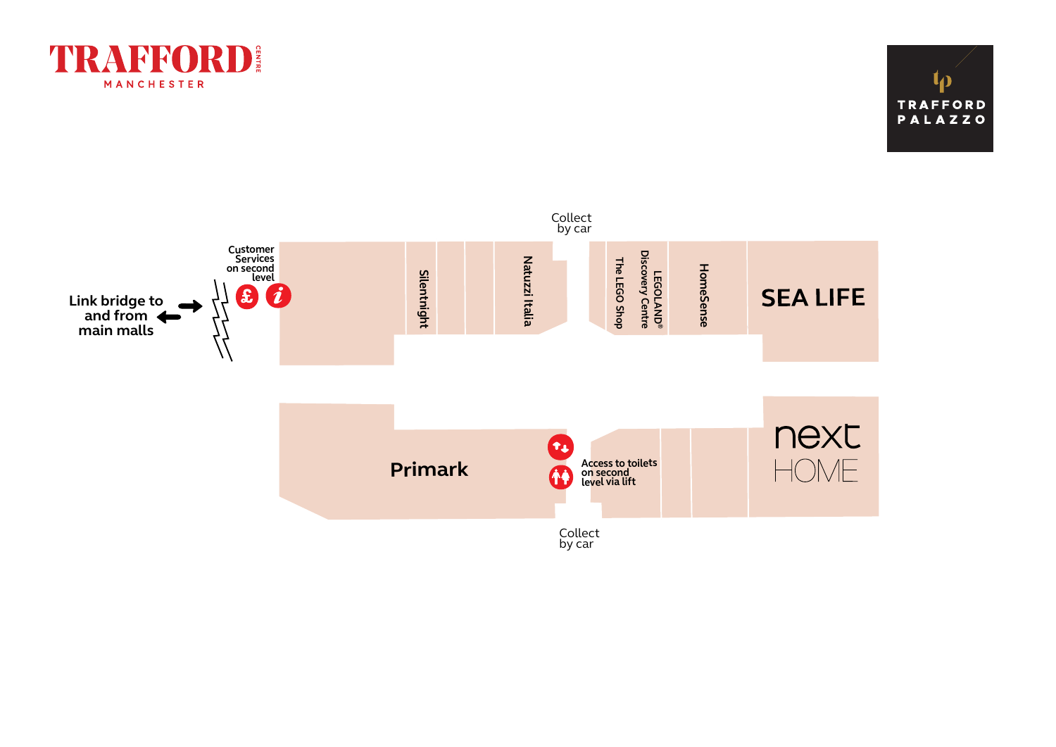TRAFFORD CENTRE MANCHESTER

TRAFFORD PALAZZO

Collect by car

Customer Services on second level

Link bridge to and from main malls

Silentnight

Natuzzi Italia

The LEGO Shop

LEGOLAND® Discovery Centre

HomeSense

SEA LIFE

Primark

Access to toilets on second level via lift

next HOME

Collect by car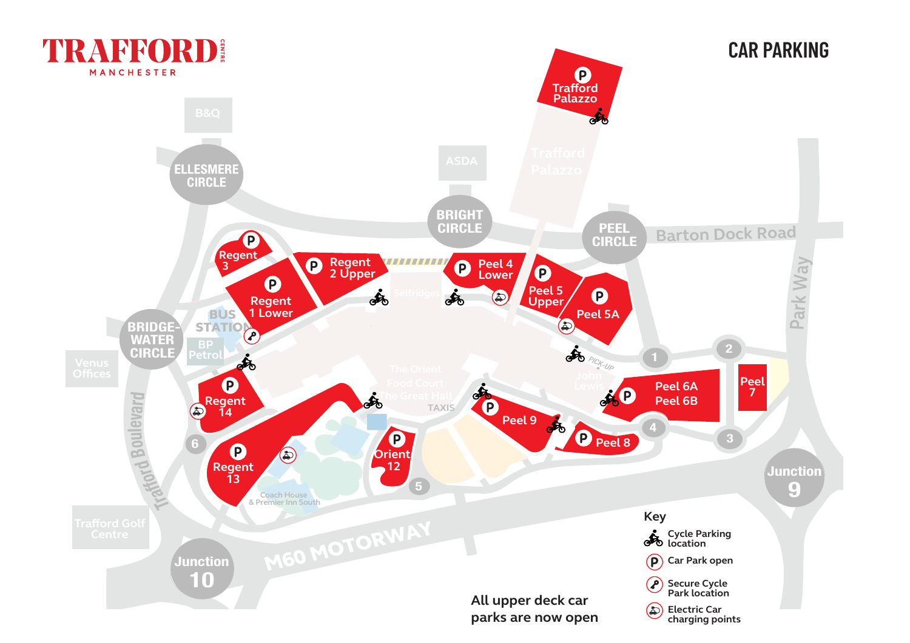TRAFFORD CENTRE MANCHESTER

# CAR PARKING

Trafford Palazzo

B&Q

ELLESMERE CIRCLE

ASDA

BRIGHT CIRCLE

Trafford Palazzo

PEEL CIRCLE

Barton Dock Road

Park Way

Regent 3

Regent 2 Upper

Peel 4 Lower

Peel 5 Upper

Peel 5A

Regent 1 Lower

BUS STATION

BP Petrol

BRIDGE-WATER CIRCLE

Venus Offices

Selfridges

PICK-UP

John Lewis

The Orient Food Court The Great Hall

TAXIS

1

2

Peel 6A Peel 6B

Peel 7

Regent 14

Peel 9

Peel 8

4

3

6

Regent 13

Orient 12

5

Coach House & Premier Inn South

Trafford Boulevard

Trafford Golf Centre

Junction 9

Junction 10

M60 MOTORWAY

**Key**

- Cycle Parking location
- Car Park open
- Secure Cycle Park location
- Electric Car charging points

**All upper deck car parks are now open**